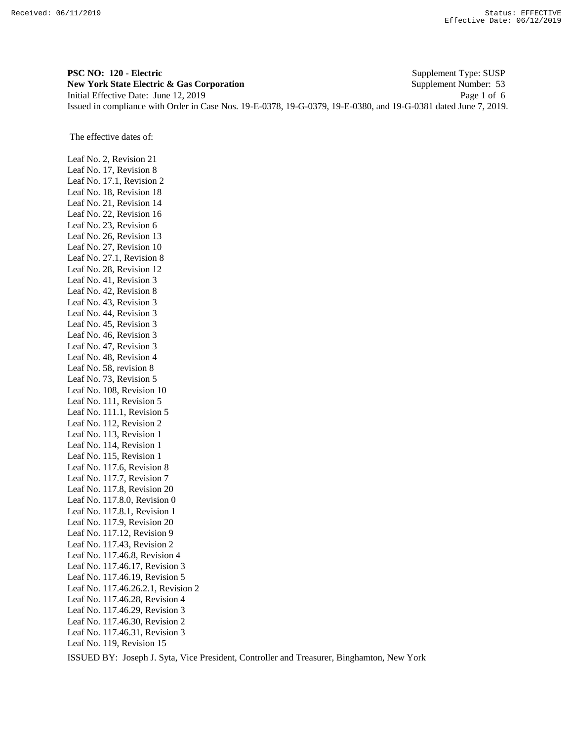Received: 06/11/2019 Status: EFFECTIVE
Effective Date: 06/12/2019

**PSC NO: 120 - Electric** Supplement Type: SUSP
**New York State Electric & Gas Corporation** Supplement Number: 53
Initial Effective Date: June 12, 2019
Issued in compliance with Order in Case Nos. 19-E-0378, 19-G-0379, 19-E-0380, and 19-G-0381 dated June 7, 2019.

The effective dates of:

Leaf No. 2, Revision 21
Leaf No. 17, Revision 8
Leaf No. 17.1, Revision 2
Leaf No. 18, Revision 18
Leaf No. 21, Revision 14
Leaf No. 22, Revision 16
Leaf No. 23, Revision 6
Leaf No. 26, Revision 13
Leaf No. 27, Revision 10
Leaf No. 27.1, Revision 8
Leaf No. 28, Revision 12
Leaf No. 41, Revision 3
Leaf No. 42, Revision 8
Leaf No. 43, Revision 3
Leaf No. 44, Revision 3
Leaf No. 45, Revision 3
Leaf No. 46, Revision 3
Leaf No. 47, Revision 3
Leaf No. 48, Revision 4
Leaf No. 58, revision 8
Leaf No. 73, Revision 5
Leaf No. 108, Revision 10
Leaf No. 111, Revision 5
Leaf No. 111.1, Revision 5
Leaf No. 112, Revision 2
Leaf No. 113, Revision 1
Leaf No. 114, Revision 1
Leaf No. 115, Revision 1
Leaf No. 117.6, Revision 8
Leaf No. 117.7, Revision 7
Leaf No. 117.8, Revision 20
Leaf No. 117.8.0, Revision 0
Leaf No. 117.8.1, Revision 1
Leaf No. 117.9, Revision 20
Leaf No. 117.12, Revision 9
Leaf No. 117.43, Revision 2
Leaf No. 117.46.8, Revision 4
Leaf No. 117.46.17, Revision 3
Leaf No. 117.46.19, Revision 5
Leaf No. 117.46.26.2.1, Revision 2
Leaf No. 117.46.28, Revision 4
Leaf No. 117.46.29, Revision 3
Leaf No. 117.46.30, Revision 2
Leaf No. 117.46.31, Revision 3
Leaf No. 119, Revision 15

ISSUED BY: Joseph J. Syta, Vice President, Controller and Treasurer, Binghamton, New York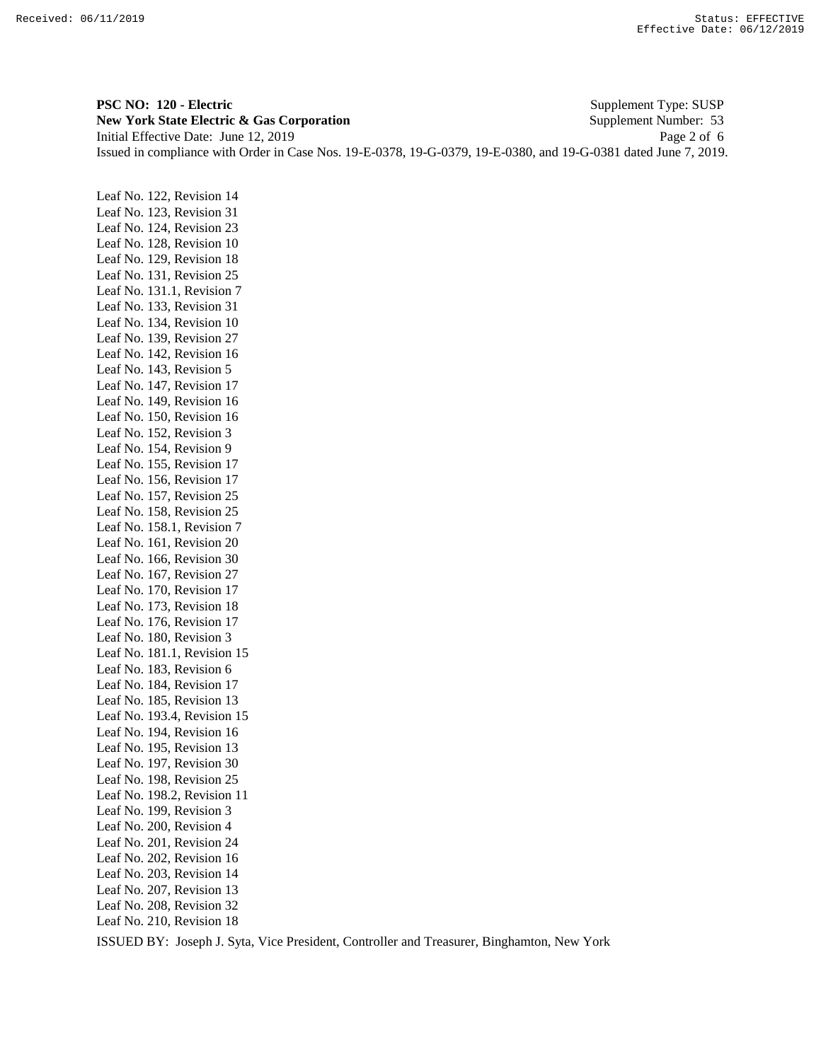**PSC NO: 120 - Electric** Supplement Type: SUSP
**New York State Electric & Gas Corporation** Supplement Number: 53
Initial Effective Date: June 12, 2019
Issued in compliance with Order in Case Nos. 19-E-0378, 19-G-0379, 19-E-0380, and 19-G-0381 dated June 7, 2019.

Leaf No. 122, Revision 14
Leaf No. 123, Revision 31
Leaf No. 124, Revision 23
Leaf No. 128, Revision 10
Leaf No. 129, Revision 18
Leaf No. 131, Revision 25
Leaf No. 131.1, Revision 7
Leaf No. 133, Revision 31
Leaf No. 134, Revision 10
Leaf No. 139, Revision 27
Leaf No. 142, Revision 16
Leaf No. 143, Revision 5
Leaf No. 147, Revision 17
Leaf No. 149, Revision 16
Leaf No. 150, Revision 16
Leaf No. 152, Revision 3
Leaf No. 154, Revision 9
Leaf No. 155, Revision 17
Leaf No. 156, Revision 17
Leaf No. 157, Revision 25
Leaf No. 158, Revision 25
Leaf No. 158.1, Revision 7
Leaf No. 161, Revision 20
Leaf No. 166, Revision 30
Leaf No. 167, Revision 27
Leaf No. 170, Revision 17
Leaf No. 173, Revision 18
Leaf No. 176, Revision 17
Leaf No. 180, Revision 3
Leaf No. 181.1, Revision 15
Leaf No. 183, Revision 6
Leaf No. 184, Revision 17
Leaf No. 185, Revision 13
Leaf No. 193.4, Revision 15
Leaf No. 194, Revision 16
Leaf No. 195, Revision 13
Leaf No. 197, Revision 30
Leaf No. 198, Revision 25
Leaf No. 198.2, Revision 11
Leaf No. 199, Revision 3
Leaf No. 200, Revision 4
Leaf No. 201, Revision 24
Leaf No. 202, Revision 16
Leaf No. 203, Revision 14
Leaf No. 207, Revision 13
Leaf No. 208, Revision 32
Leaf No. 210, Revision 18

ISSUED BY: Joseph J. Syta, Vice President, Controller and Treasurer, Binghamton, New York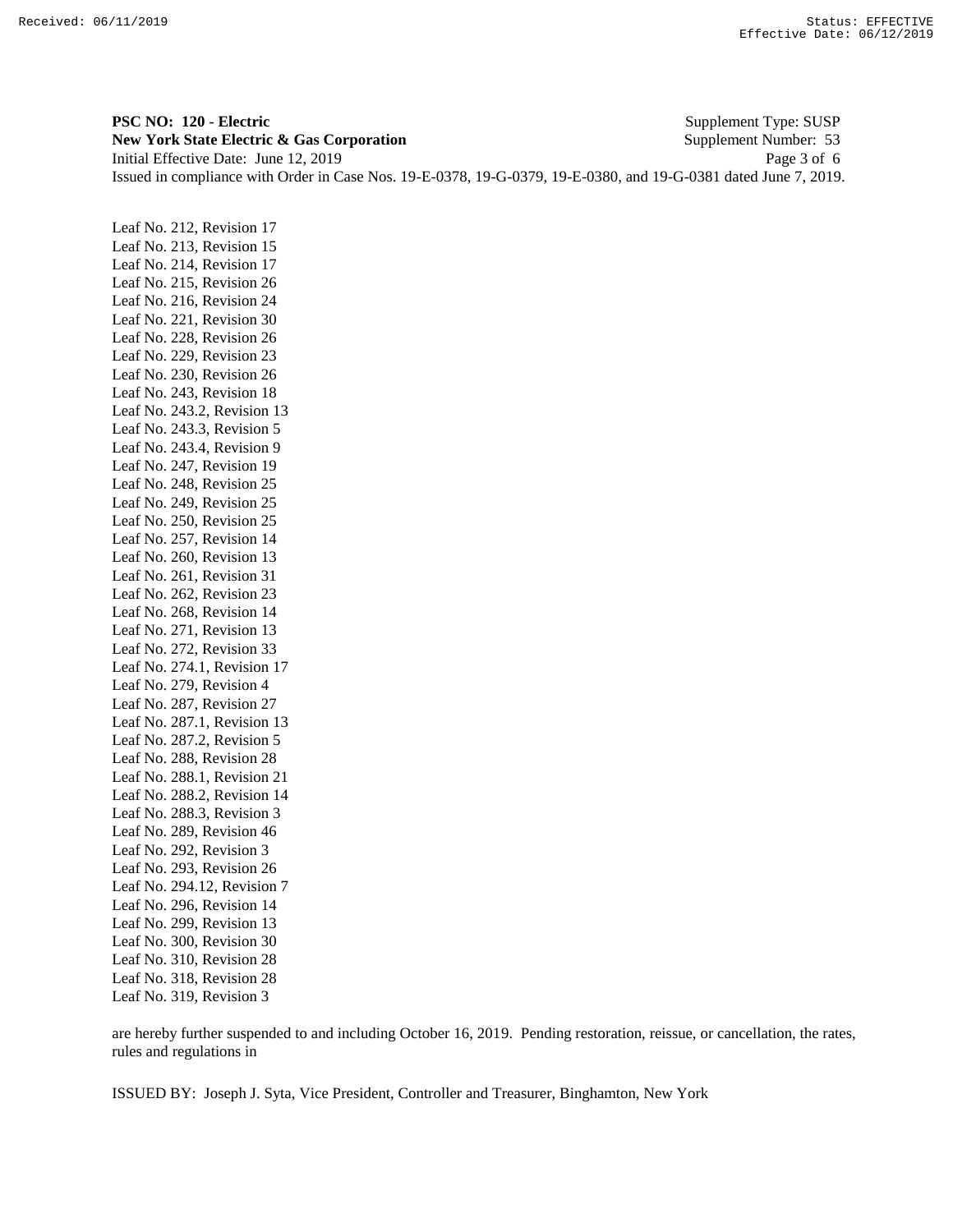**PSC NO: 120 - Electric** Supplement Type: SUSP
**New York State Electric & Gas Corporation** Supplement Number: 53
Initial Effective Date: June 12, 2019
Issued in compliance with Order in Case Nos. 19-E-0378, 19-G-0379, 19-E-0380, and 19-G-0381 dated June 7, 2019.

Leaf No. 212, Revision 17
Leaf No. 213, Revision 15
Leaf No. 214, Revision 17
Leaf No. 215, Revision 26
Leaf No. 216, Revision 24
Leaf No. 221, Revision 30
Leaf No. 228, Revision 26
Leaf No. 229, Revision 23
Leaf No. 230, Revision 26
Leaf No. 243, Revision 18
Leaf No. 243.2, Revision 13
Leaf No. 243.3, Revision 5
Leaf No. 243.4, Revision 9
Leaf No. 247, Revision 19
Leaf No. 248, Revision 25
Leaf No. 249, Revision 25
Leaf No. 250, Revision 25
Leaf No. 257, Revision 14
Leaf No. 260, Revision 13
Leaf No. 261, Revision 31
Leaf No. 262, Revision 23
Leaf No. 268, Revision 14
Leaf No. 271, Revision 13
Leaf No. 272, Revision 33
Leaf No. 274.1, Revision 17
Leaf No. 279, Revision 4
Leaf No. 287, Revision 27
Leaf No. 287.1, Revision 13
Leaf No. 287.2, Revision 5
Leaf No. 288, Revision 28
Leaf No. 288.1, Revision 21
Leaf No. 288.2, Revision 14
Leaf No. 288.3, Revision 3
Leaf No. 289, Revision 46
Leaf No. 292, Revision 3
Leaf No. 293, Revision 26
Leaf No. 294.12, Revision 7
Leaf No. 296, Revision 14
Leaf No. 299, Revision 13
Leaf No. 300, Revision 30
Leaf No. 310, Revision 28
Leaf No. 318, Revision 28
Leaf No. 319, Revision 3

are hereby further suspended to and including October 16, 2019. Pending restoration, reissue, or cancellation, the rates, rules and regulations in

ISSUED BY: Joseph J. Syta, Vice President, Controller and Treasurer, Binghamton, New York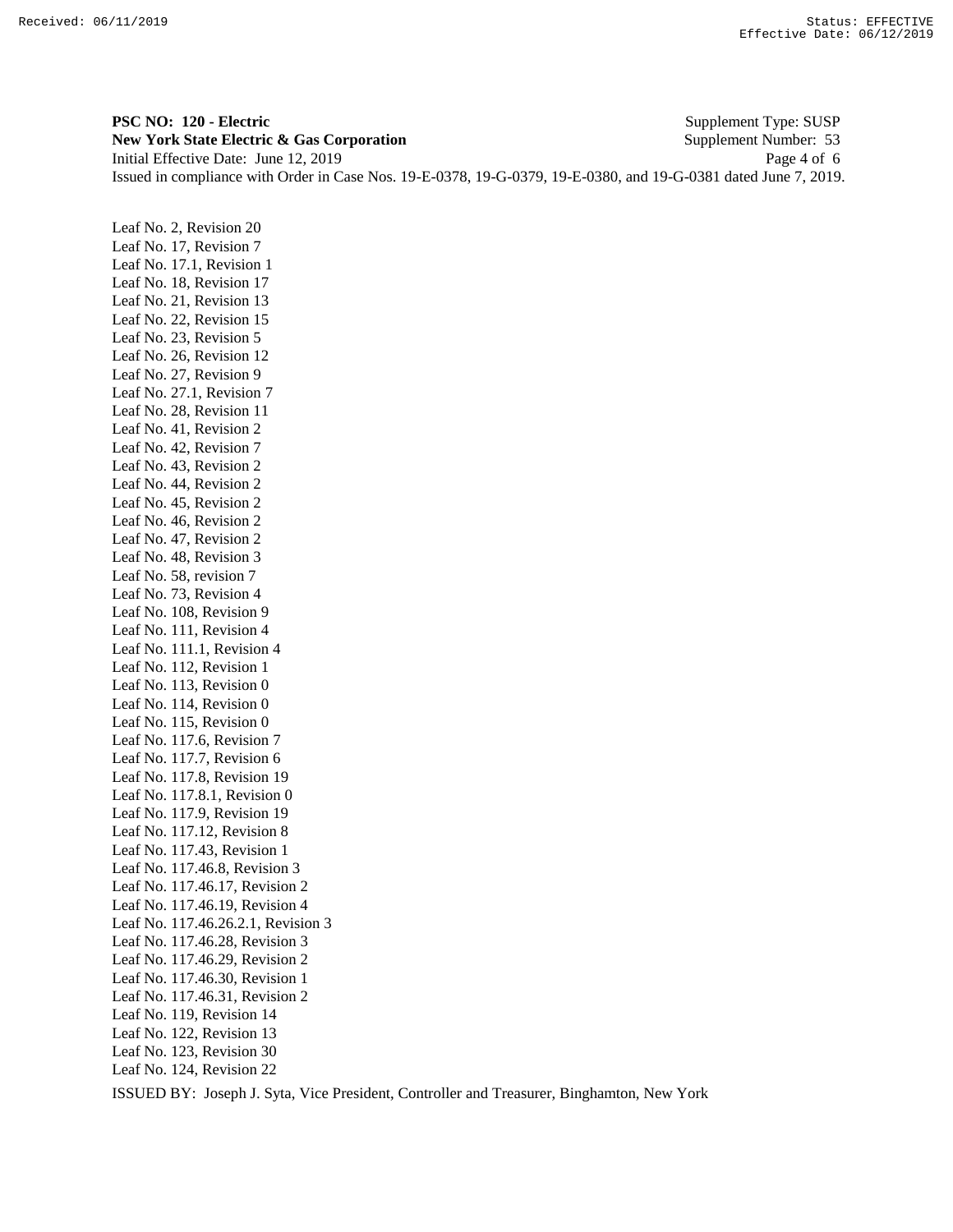**PSC NO: 120 - Electric** Supplement Type: SUSP
**New York State Electric & Gas Corporation** Supplement Number: 53
Initial Effective Date: June 12, 2019
Issued in compliance with Order in Case Nos. 19-E-0378, 19-G-0379, 19-E-0380, and 19-G-0381 dated June 7, 2019.

Leaf No. 2, Revision 20
Leaf No. 17, Revision 7
Leaf No. 17.1, Revision 1
Leaf No. 18, Revision 17
Leaf No. 21, Revision 13
Leaf No. 22, Revision 15
Leaf No. 23, Revision 5
Leaf No. 26, Revision 12
Leaf No. 27, Revision 9
Leaf No. 27.1, Revision 7
Leaf No. 28, Revision 11
Leaf No. 41, Revision 2
Leaf No. 42, Revision 7
Leaf No. 43, Revision 2
Leaf No. 44, Revision 2
Leaf No. 45, Revision 2
Leaf No. 46, Revision 2
Leaf No. 47, Revision 2
Leaf No. 48, Revision 3
Leaf No. 58, revision 7
Leaf No. 73, Revision 4
Leaf No. 108, Revision 9
Leaf No. 111, Revision 4
Leaf No. 111.1, Revision 4
Leaf No. 112, Revision 1
Leaf No. 113, Revision 0
Leaf No. 114, Revision 0
Leaf No. 115, Revision 0
Leaf No. 117.6, Revision 7
Leaf No. 117.7, Revision 6
Leaf No. 117.8, Revision 19
Leaf No. 117.8.1, Revision 0
Leaf No. 117.9, Revision 19
Leaf No. 117.12, Revision 8
Leaf No. 117.43, Revision 1
Leaf No. 117.46.8, Revision 3
Leaf No. 117.46.17, Revision 2
Leaf No. 117.46.19, Revision 4
Leaf No. 117.46.26.2.1, Revision 3
Leaf No. 117.46.28, Revision 3
Leaf No. 117.46.29, Revision 2
Leaf No. 117.46.30, Revision 1
Leaf No. 117.46.31, Revision 2
Leaf No. 119, Revision 14
Leaf No. 122, Revision 13
Leaf No. 123, Revision 30
Leaf No. 124, Revision 22

ISSUED BY: Joseph J. Syta, Vice President, Controller and Treasurer, Binghamton, New York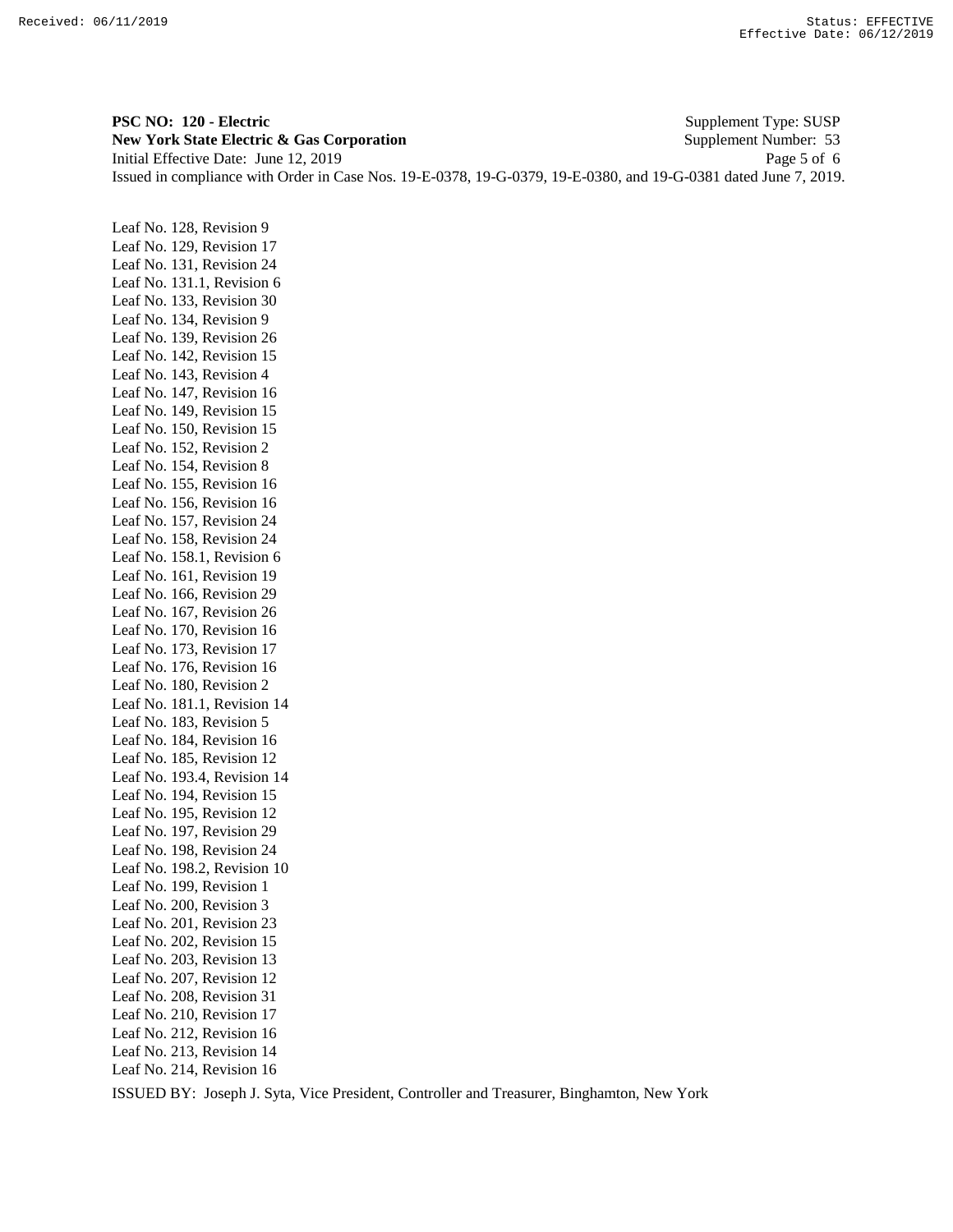**PSC NO: 120 - Electric** Supplement Type: SUSP
**New York State Electric & Gas Corporation** Supplement Number: 53
Initial Effective Date: June 12, 2019
Issued in compliance with Order in Case Nos. 19-E-0378, 19-G-0379, 19-E-0380, and 19-G-0381 dated June 7, 2019.

Leaf No. 128, Revision 9
Leaf No. 129, Revision 17
Leaf No. 131, Revision 24
Leaf No. 131.1, Revision 6
Leaf No. 133, Revision 30
Leaf No. 134, Revision 9
Leaf No. 139, Revision 26
Leaf No. 142, Revision 15
Leaf No. 143, Revision 4
Leaf No. 147, Revision 16
Leaf No. 149, Revision 15
Leaf No. 150, Revision 15
Leaf No. 152, Revision 2
Leaf No. 154, Revision 8
Leaf No. 155, Revision 16
Leaf No. 156, Revision 16
Leaf No. 157, Revision 24
Leaf No. 158, Revision 24
Leaf No. 158.1, Revision 6
Leaf No. 161, Revision 19
Leaf No. 166, Revision 29
Leaf No. 167, Revision 26
Leaf No. 170, Revision 16
Leaf No. 173, Revision 17
Leaf No. 176, Revision 16
Leaf No. 180, Revision 2
Leaf No. 181.1, Revision 14
Leaf No. 183, Revision 5
Leaf No. 184, Revision 16
Leaf No. 185, Revision 12
Leaf No. 193.4, Revision 14
Leaf No. 194, Revision 15
Leaf No. 195, Revision 12
Leaf No. 197, Revision 29
Leaf No. 198, Revision 24
Leaf No. 198.2, Revision 10
Leaf No. 199, Revision 1
Leaf No. 200, Revision 3
Leaf No. 201, Revision 23
Leaf No. 202, Revision 15
Leaf No. 203, Revision 13
Leaf No. 207, Revision 12
Leaf No. 208, Revision 31
Leaf No. 210, Revision 17
Leaf No. 212, Revision 16
Leaf No. 213, Revision 14
Leaf No. 214, Revision 16

ISSUED BY: Joseph J. Syta, Vice President, Controller and Treasurer, Binghamton, New York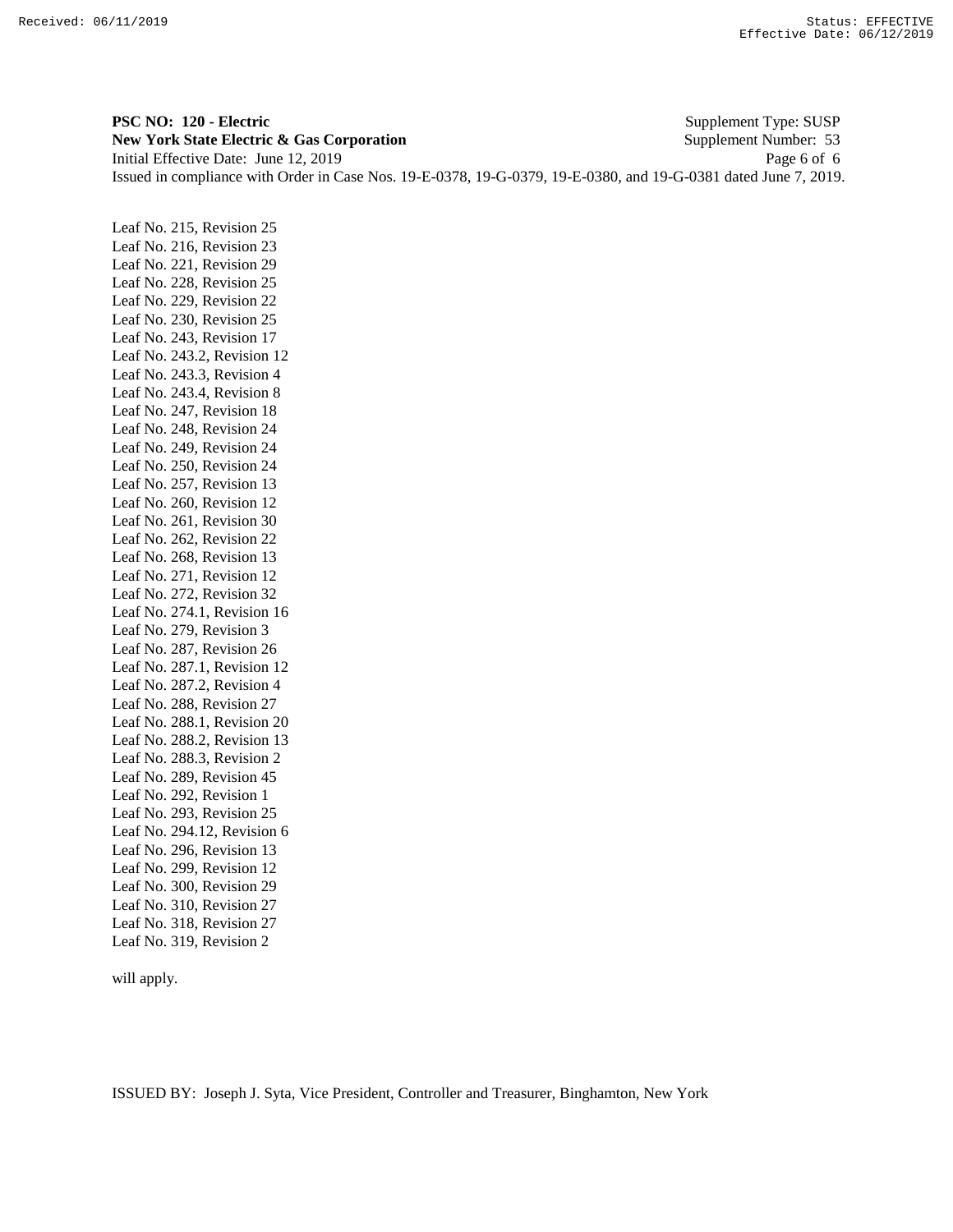**PSC NO: 120 - Electric** Supplement Type: SUSP
**New York State Electric & Gas Corporation** Supplement Number: 53
Initial Effective Date: June 12, 2019
Issued in compliance with Order in Case Nos. 19-E-0378, 19-G-0379, 19-E-0380, and 19-G-0381 dated June 7, 2019.

Leaf No. 215, Revision 25
Leaf No. 216, Revision 23
Leaf No. 221, Revision 29
Leaf No. 228, Revision 25
Leaf No. 229, Revision 22
Leaf No. 230, Revision 25
Leaf No. 243, Revision 17
Leaf No. 243.2, Revision 12
Leaf No. 243.3, Revision 4
Leaf No. 243.4, Revision 8
Leaf No. 247, Revision 18
Leaf No. 248, Revision 24
Leaf No. 249, Revision 24
Leaf No. 250, Revision 24
Leaf No. 257, Revision 13
Leaf No. 260, Revision 12
Leaf No. 261, Revision 30
Leaf No. 262, Revision 22
Leaf No. 268, Revision 13
Leaf No. 271, Revision 12
Leaf No. 272, Revision 32
Leaf No. 274.1, Revision 16
Leaf No. 279, Revision 3
Leaf No. 287, Revision 26
Leaf No. 287.1, Revision 12
Leaf No. 287.2, Revision 4
Leaf No. 288, Revision 27
Leaf No. 288.1, Revision 20
Leaf No. 288.2, Revision 13
Leaf No. 288.3, Revision 2
Leaf No. 289, Revision 45
Leaf No. 292, Revision 1
Leaf No. 293, Revision 25
Leaf No. 294.12, Revision 6
Leaf No. 296, Revision 13
Leaf No. 299, Revision 12
Leaf No. 300, Revision 29
Leaf No. 310, Revision 27
Leaf No. 318, Revision 27
Leaf No. 319, Revision 2

will apply.

ISSUED BY: Joseph J. Syta, Vice President, Controller and Treasurer, Binghamton, New York